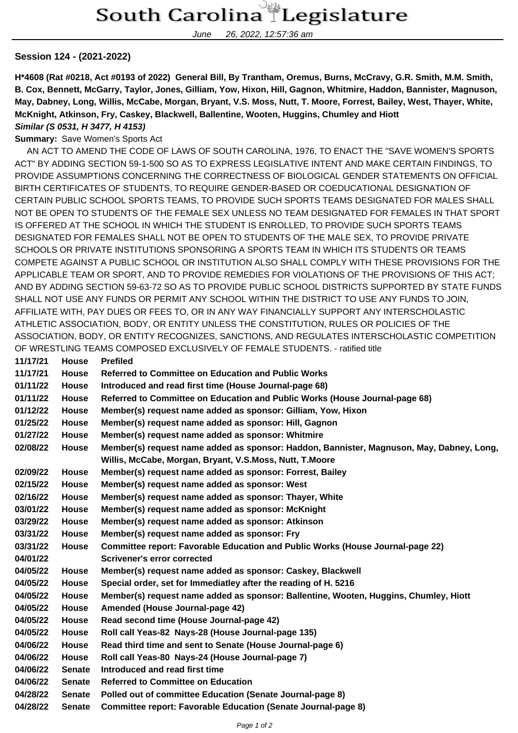# South Carolina Legislature

June 26, 2022, 12:57:36 am

**Session 124 - (2021-2022)**

**H*4608 (Rat #0218, Act #0193 of 2022) General Bill, By Trantham, Oremus, Burns, McCravy, G.R. Smith, M.M. Smith, B. Cox, Bennett, McGarry, Taylor, Jones, Gilliam, Yow, Hixon, Hill, Gagnon, Whitmire, Haddon, Bannister, Magnuson, May, Dabney, Long, Willis, McCabe, Morgan, Bryant, V.S. Moss, Nutt, T. Moore, Forrest, Bailey, West, Thayer, White, McKnight, Atkinson, Fry, Caskey, Blackwell, Ballentine, Wooten, Huggins, Chumley and Hiott**
***Similar (S 0531, H 3477, H 4153)***

**Summary:** Save Women's Sports Act

AN ACT TO AMEND THE CODE OF LAWS OF SOUTH CAROLINA, 1976, TO ENACT THE "SAVE WOMEN'S SPORTS ACT" BY ADDING SECTION 59-1-500 SO AS TO EXPRESS LEGISLATIVE INTENT AND MAKE CERTAIN FINDINGS, TO PROVIDE ASSUMPTIONS CONCERNING THE CORRECTNESS OF BIOLOGICAL GENDER STATEMENTS ON OFFICIAL BIRTH CERTIFICATES OF STUDENTS, TO REQUIRE GENDER-BASED OR COEDUCATIONAL DESIGNATION OF CERTAIN PUBLIC SCHOOL SPORTS TEAMS, TO PROVIDE SUCH SPORTS TEAMS DESIGNATED FOR MALES SHALL NOT BE OPEN TO STUDENTS OF THE FEMALE SEX UNLESS NO TEAM DESIGNATED FOR FEMALES IN THAT SPORT IS OFFERED AT THE SCHOOL IN WHICH THE STUDENT IS ENROLLED, TO PROVIDE SUCH SPORTS TEAMS DESIGNATED FOR FEMALES SHALL NOT BE OPEN TO STUDENTS OF THE MALE SEX, TO PROVIDE PRIVATE SCHOOLS OR PRIVATE INSTITUTIONS SPONSORING A SPORTS TEAM IN WHICH ITS STUDENTS OR TEAMS COMPETE AGAINST A PUBLIC SCHOOL OR INSTITUTION ALSO SHALL COMPLY WITH THESE PROVISIONS FOR THE APPLICABLE TEAM OR SPORT, AND TO PROVIDE REMEDIES FOR VIOLATIONS OF THE PROVISIONS OF THIS ACT; AND BY ADDING SECTION 59-63-72 SO AS TO PROVIDE PUBLIC SCHOOL DISTRICTS SUPPORTED BY STATE FUNDS SHALL NOT USE ANY FUNDS OR PERMIT ANY SCHOOL WITHIN THE DISTRICT TO USE ANY FUNDS TO JOIN, AFFILIATE WITH, PAY DUES OR FEES TO, OR IN ANY WAY FINANCIALLY SUPPORT ANY INTERSCHOLASTIC ATHLETIC ASSOCIATION, BODY, OR ENTITY UNLESS THE CONSTITUTION, RULES OR POLICIES OF THE ASSOCIATION, BODY, OR ENTITY RECOGNIZES, SANCTIONS, AND REGULATES INTERSCHOLASTIC COMPETITION OF WRESTLING TEAMS COMPOSED EXCLUSIVELY OF FEMALE STUDENTS. - ratified title

| | | |
|---|---|---|
| **11/17/21** | **House** | **Prefiled** |
| **11/17/21** | **House** | **Referred to Committee on Education and Public Works** |
| **01/11/22** | **House** | **Introduced and read first time (House Journal-page 68)** |
| **01/11/22** | **House** | **Referred to Committee on Education and Public Works (House Journal-page 68)** |
| **01/12/22** | **House** | **Member(s) request name added as sponsor: Gilliam, Yow, Hixon** |
| **01/25/22** | **House** | **Member(s) request name added as sponsor: Hill, Gagnon** |
| **01/27/22** | **House** | **Member(s) request name added as sponsor: Whitmire** |
| **02/08/22** | **House** | **Member(s) request name added as sponsor: Haddon, Bannister, Magnuson, May, Dabney, Long, Willis, McCabe, Morgan, Bryant, V.S.Moss, Nutt, T.Moore** |
| **02/09/22** | **House** | **Member(s) request name added as sponsor: Forrest, Bailey** |
| **02/15/22** | **House** | **Member(s) request name added as sponsor: West** |
| **02/16/22** | **House** | **Member(s) request name added as sponsor: Thayer, White** |
| **03/01/22** | **House** | **Member(s) request name added as sponsor: McKnight** |
| **03/29/22** | **House** | **Member(s) request name added as sponsor: Atkinson** |
| **03/31/22** | **House** | **Member(s) request name added as sponsor: Fry** |
| **03/31/22** | **House** | **Committee report: Favorable Education and Public Works (House Journal-page 22)** |
| **04/01/22** | | **Scrivener's error corrected** |
| **04/05/22** | **House** | **Member(s) request name added as sponsor: Caskey, Blackwell** |
| **04/05/22** | **House** | **Special order, set for Immediatley after the reading of H. 5216** |
| **04/05/22** | **House** | **Member(s) request name added as sponsor: Ballentine, Wooten, Huggins, Chumley, Hiott** |
| **04/05/22** | **House** | **Amended (House Journal-page 42)** |
| **04/05/22** | **House** | **Read second time (House Journal-page 42)** |
| **04/05/22** | **House** | **Roll call Yeas-82 Nays-28 (House Journal-page 135)** |
| **04/06/22** | **House** | **Read third time and sent to Senate (House Journal-page 6)** |
| **04/06/22** | **House** | **Roll call Yeas-80 Nays-24 (House Journal-page 7)** |
| **04/06/22** | **Senate** | **Introduced and read first time** |
| **04/06/22** | **Senate** | **Referred to Committee on Education** |
| **04/28/22** | **Senate** | **Polled out of committee Education (Senate Journal-page 8)** |
| **04/28/22** | **Senate** | **Committee report: Favorable Education (Senate Journal-page 8)** |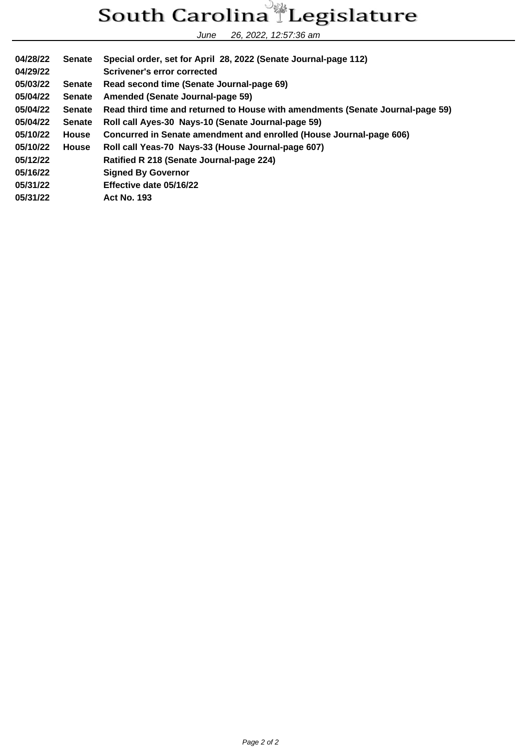| | | |
|---|---|---|
| 04/28/22 | Senate | Special order, set for April 28, 2022 (Senate Journal-page 112) |
| 04/29/22 | | Scrivener's error corrected |
| 05/03/22 | Senate | Read second time (Senate Journal-page 69) |
| 05/04/22 | Senate | Amended (Senate Journal-page 59) |
| 05/04/22 | Senate | Read third time and returned to House with amendments (Senate Journal-page 59) |
| 05/04/22 | Senate | Roll call Ayes-30 Nays-10 (Senate Journal-page 59) |
| 05/10/22 | House | Concurred in Senate amendment and enrolled (House Journal-page 606) |
| 05/10/22 | House | Roll call Yeas-70 Nays-33 (House Journal-page 607) |
| 05/12/22 | | Ratified R 218 (Senate Journal-page 224) |
| 05/16/22 | | Signed By Governor |
| 05/31/22 | | Effective date 05/16/22 |
| 05/31/22 | | Act No. 193 |